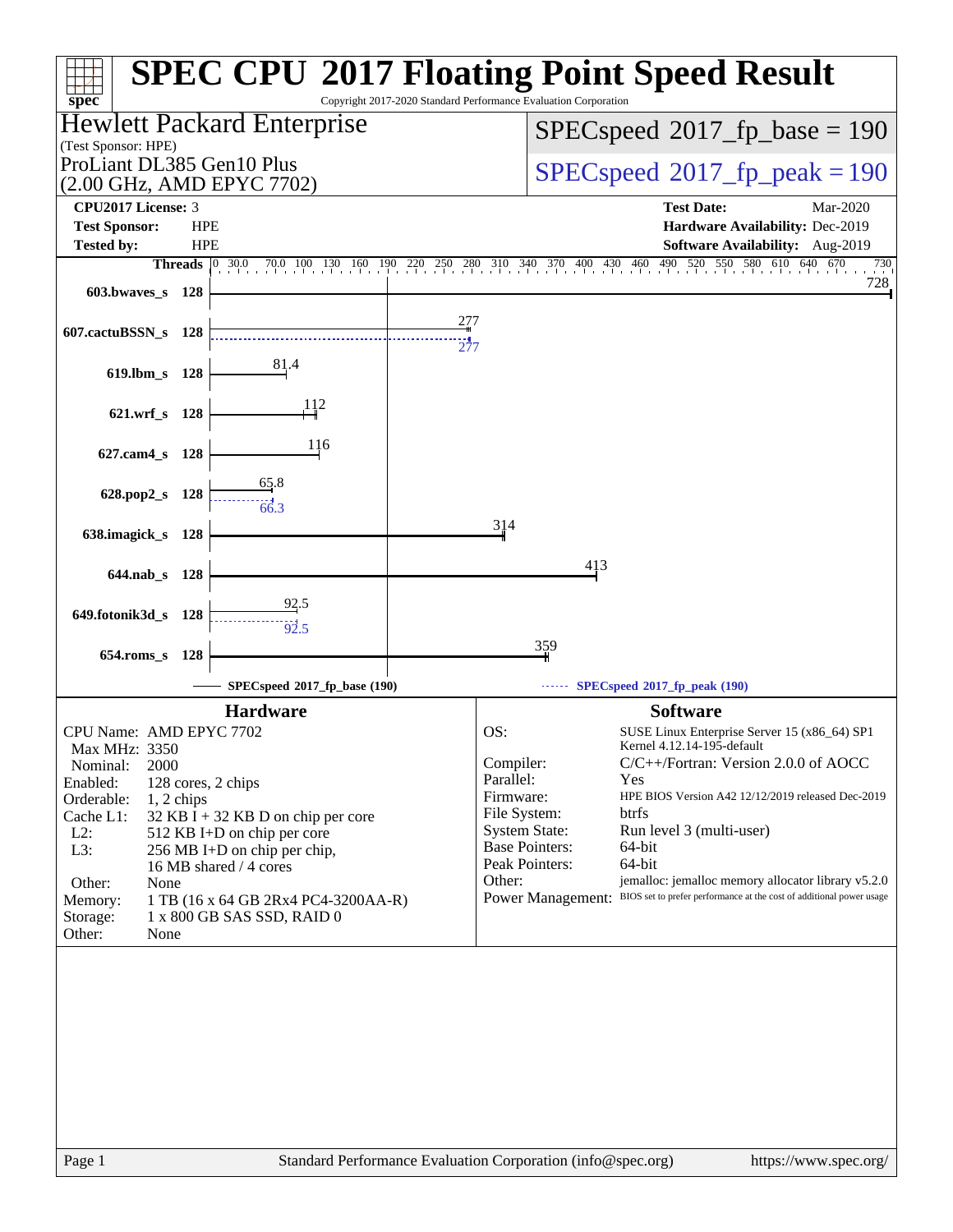# SPEC CPU 2017 Floating Point Speed Result

Copyright 2017-2020 Standard Performance Evaluation Corporation

**Hewlett Packard Enterprise**
(Test Sponsor: HPE)

ProLiant DL385 Gen10 Plus
(2.00 GHz, AMD EPYC 7702)

SPECspeed 2017_fp_base = 190

SPECspeed 2017_fp_peak = 190

**CPU2017 License:** 3
**Test Sponsor:** HPE
**Tested by:** HPE

**Test Date:** Mar-2020
**Hardware Availability:** Dec-2019
**Software Availability:** Aug-2019

| Benchmark | Threads | Base | Peak |
|---|---|---|---|
| 603.bwaves_s | 128 | 728 | |
| 607.cactuBSSN_s | 128 | 277 | 277 |
| 619.lbm_s | 128 | 81.4 | |
| 621.wrf_s | 128 | 112 | |
| 627.cam4_s | 128 | 116 | |
| 628.pop2_s | 128 | 65.8 | 66.3 |
| 638.imagick_s | 128 | 314 | |
| 644.nab_s | 128 | 413 | |
| 649.fotonik3d_s | 128 | 92.5 | 92.5 |
| 654.roms_s | 128 | 359 | |

SPECspeed 2017_fp_base (190) — SPECspeed 2017_fp_peak (190)

## Hardware

- CPU Name: AMD EPYC 7702
- Max MHz: 3350
- Nominal: 2000
- Enabled: 128 cores, 2 chips
- Orderable: 1, 2 chips
- Cache L1: 32 KB I + 32 KB D on chip per core
- L2: 512 KB I+D on chip per core
- L3: 256 MB I+D on chip per chip, 16 MB shared / 4 cores
- Other: None
- Memory: 1 TB (16 x 64 GB 2Rx4 PC4-3200AA-R)
- Storage: 1 x 800 GB SAS SSD, RAID 0
- Other: None

## Software

- OS: SUSE Linux Enterprise Server 15 (x86_64) SP1, Kernel 4.12.14-195-default
- Compiler: C/C++/Fortran: Version 2.0.0 of AOCC
- Parallel: Yes
- Firmware: HPE BIOS Version A42 12/12/2019 released Dec-2019
- File System: btrfs
- System State: Run level 3 (multi-user)
- Base Pointers: 64-bit
- Peak Pointers: 64-bit
- Other: jemalloc: jemalloc memory allocator library v5.2.0
- Power Management: BIOS set to prefer performance at the cost of additional power usage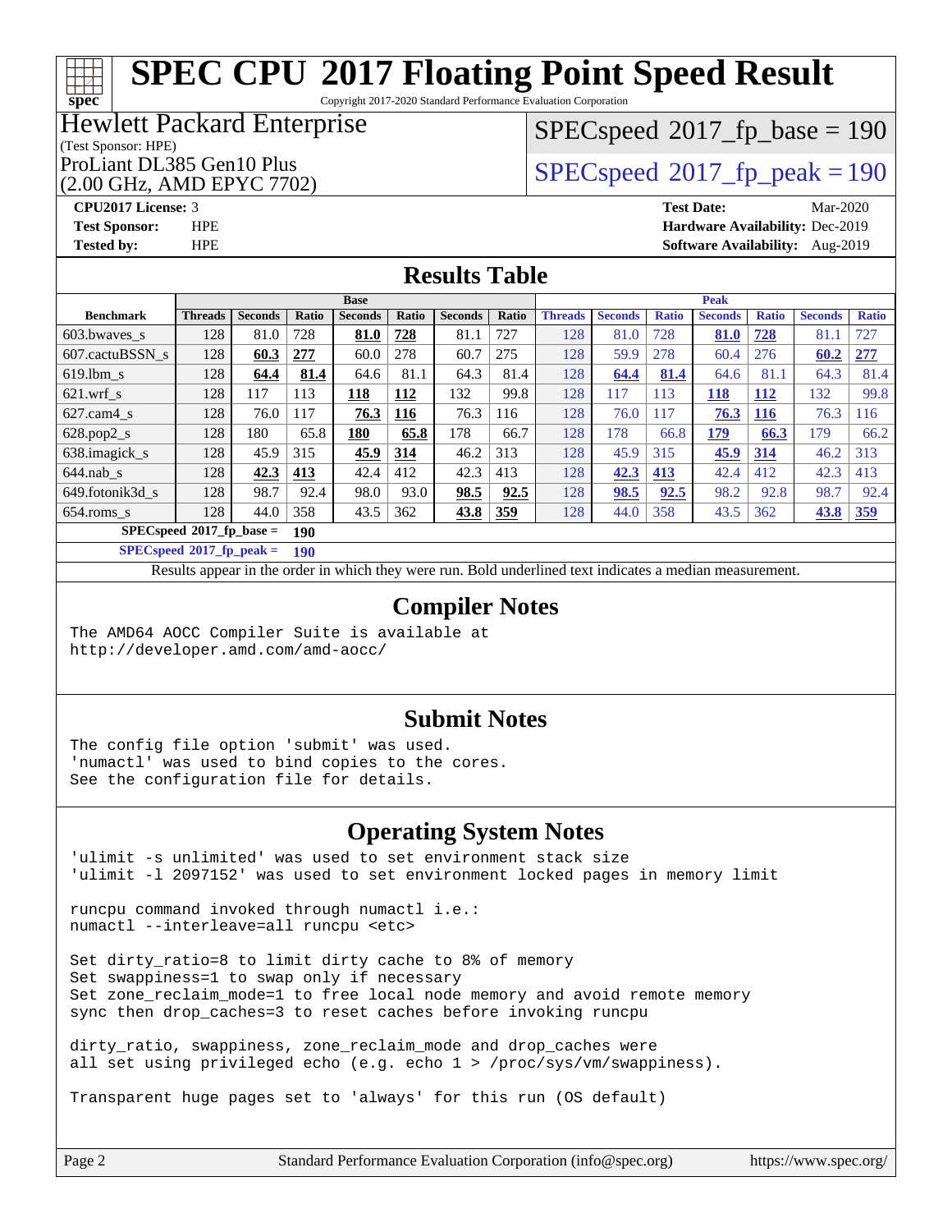# SPEC CPU 2017 Floating Point Speed Result

Copyright 2017-2020 Standard Performance Evaluation Corporation

**Hewlett Packard Enterprise**
(Test Sponsor: HPE)
ProLiant DL385 Gen10 Plus
(2.00 GHz, AMD EPYC 7702)

SPECspeed 2017_fp_base = 190

SPECspeed 2017_fp_peak = 190

**CPU2017 License:** 3
**Test Sponsor:** HPE
**Tested by:** HPE

**Test Date:** Mar-2020
**Hardware Availability:** Dec-2019
**Software Availability:** Aug-2019

## Results Table

| | Base | | | | | | | Peak | | | | | | |
|---|---|---|---|---|---|---|---|---|---|---|---|---|---|---|
| **Benchmark** | **Threads** | **Seconds** | **Ratio** | **Seconds** | **Ratio** | **Seconds** | **Ratio** | **Threads** | **Seconds** | **Ratio** | **Seconds** | **Ratio** | **Seconds** | **Ratio** |
| 603.bwaves_s | 128 | 81.0 | 728 | **81.0** | **728** | 81.1 | 727 | 128 | 81.0 | 728 | **81.0** | **728** | 81.1 | 727 |
| 607.cactuBSSN_s | 128 | **60.3** | **277** | 60.0 | 278 | 60.7 | 275 | 128 | 59.9 | 278 | 60.4 | 276 | **60.2** | **277** |
| 619.lbm_s | 128 | **64.4** | **81.4** | 64.6 | 81.1 | 64.3 | 81.4 | 128 | **64.4** | **81.4** | 64.6 | 81.1 | 64.3 | 81.4 |
| 621.wrf_s | 128 | 117 | 113 | **118** | **112** | 132 | 99.8 | 128 | 117 | 113 | **118** | **112** | 132 | 99.8 |
| 627.cam4_s | 128 | 76.0 | 117 | **76.3** | **116** | 76.3 | 116 | 128 | 76.0 | 117 | **76.3** | **116** | 76.3 | 116 |
| 628.pop2_s | 128 | 180 | 65.8 | **180** | **65.8** | 178 | 66.7 | 128 | 178 | 66.8 | **179** | **66.3** | 179 | 66.2 |
| 638.imagick_s | 128 | 45.9 | 315 | **45.9** | **314** | 46.2 | 313 | 128 | 45.9 | 315 | **45.9** | **314** | 46.2 | 313 |
| 644.nab_s | 128 | **42.3** | **413** | 42.4 | 412 | 42.3 | 413 | 128 | **42.3** | **413** | 42.4 | 412 | 42.3 | 413 |
| 649.fotonik3d_s | 128 | 98.7 | 92.4 | 98.0 | 93.0 | **98.5** | **92.5** | 128 | **98.5** | **92.5** | 98.2 | 92.8 | 98.7 | 92.4 |
| 654.roms_s | 128 | 44.0 | 358 | 43.5 | 362 | **43.8** | **359** | 128 | 44.0 | 358 | 43.5 | 362 | **43.8** | **359** |

**SPECspeed 2017_fp_base = 190**

**SPECspeed 2017_fp_peak = 190**

Results appear in the order in which they were run. Bold underlined text indicates a median measurement.

## Compiler Notes

```
The AMD64 AOCC Compiler Suite is available at
http://developer.amd.com/amd-aocc/
```

## Submit Notes

```
The config file option 'submit' was used.
'numactl' was used to bind copies to the cores.
See the configuration file for details.
```

## Operating System Notes

```
'ulimit -s unlimited' was used to set environment stack size
'ulimit -l 2097152' was used to set environment locked pages in memory limit

runcpu command invoked through numactl i.e.:
numactl --interleave=all runcpu <etc>

Set dirty_ratio=8 to limit dirty cache to 8% of memory
Set swappiness=1 to swap only if necessary
Set zone_reclaim_mode=1 to free local node memory and avoid remote memory
sync then drop_caches=3 to reset caches before invoking runcpu

dirty_ratio, swappiness, zone_reclaim_mode and drop_caches were
all set using privileged echo (e.g. echo 1 > /proc/sys/vm/swappiness).

Transparent huge pages set to 'always' for this run (OS default)
```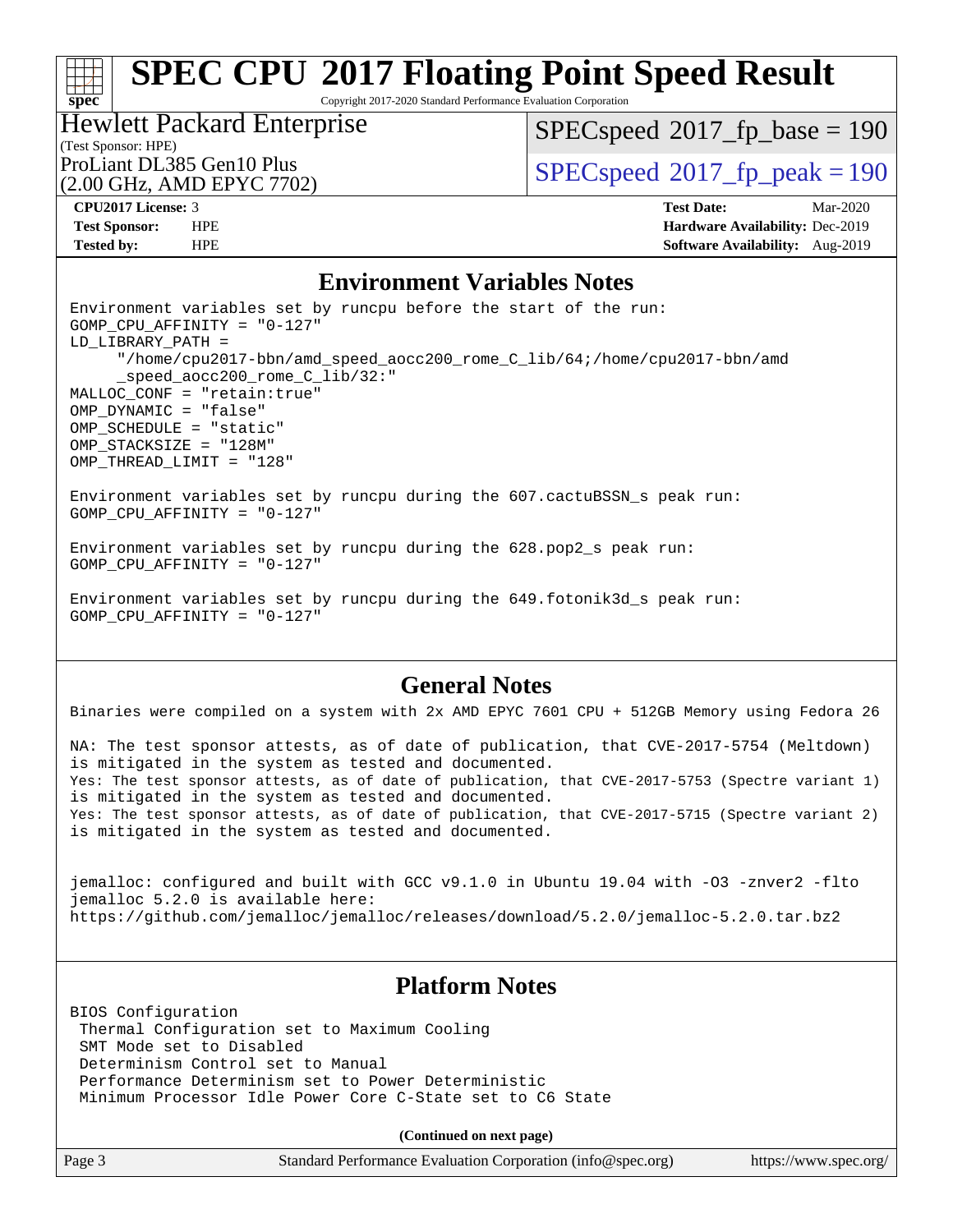# SPEC CPU 2017 Floating Point Speed Result

Copyright 2017-2020 Standard Performance Evaluation Corporation

**Hewlett Packard Enterprise**
(Test Sponsor: HPE)
ProLiant DL385 Gen10 Plus
(2.00 GHz, AMD EPYC 7702)

SPECspeed 2017_fp_base = 190
SPECspeed 2017_fp_peak = 190

| | | | |
|---|---|---|---|
| **CPU2017 License:** | 3 | **Test Date:** | Mar-2020 |
| **Test Sponsor:** | HPE | **Hardware Availability:** | Dec-2019 |
| **Tested by:** | HPE | **Software Availability:** | Aug-2019 |

## Environment Variables Notes

```
Environment variables set by runcpu before the start of the run:
GOMP_CPU_AFFINITY = "0-127"
LD_LIBRARY_PATH =
     "/home/cpu2017-bbn/amd_speed_aocc200_rome_C_lib/64;/home/cpu2017-bbn/amd
     _speed_aocc200_rome_C_lib/32:"
MALLOC_CONF = "retain:true"
OMP_DYNAMIC = "false"
OMP_SCHEDULE = "static"
OMP_STACKSIZE = "128M"
OMP_THREAD_LIMIT = "128"

Environment variables set by runcpu during the 607.cactuBSSN_s peak run:
GOMP_CPU_AFFINITY = "0-127"

Environment variables set by runcpu during the 628.pop2_s peak run:
GOMP_CPU_AFFINITY = "0-127"

Environment variables set by runcpu during the 649.fotonik3d_s peak run:
GOMP_CPU_AFFINITY = "0-127"
```

## General Notes

```
Binaries were compiled on a system with 2x AMD EPYC 7601 CPU + 512GB Memory using Fedora 26

NA: The test sponsor attests, as of date of publication, that CVE-2017-5754 (Meltdown)
is mitigated in the system as tested and documented.
Yes: The test sponsor attests, as of date of publication, that CVE-2017-5753 (Spectre variant 1)
is mitigated in the system as tested and documented.
Yes: The test sponsor attests, as of date of publication, that CVE-2017-5715 (Spectre variant 2)
is mitigated in the system as tested and documented.


jemalloc: configured and built with GCC v9.1.0 in Ubuntu 19.04 with -O3 -znver2 -flto
jemalloc 5.2.0 is available here:
https://github.com/jemalloc/jemalloc/releases/download/5.2.0/jemalloc-5.2.0.tar.bz2
```

## Platform Notes

```
BIOS Configuration
 Thermal Configuration set to Maximum Cooling
 SMT Mode set to Disabled
 Determinism Control set to Manual
 Performance Determinism set to Power Deterministic
 Minimum Processor Idle Power Core C-State set to C6 State
```

**(Continued on next page)**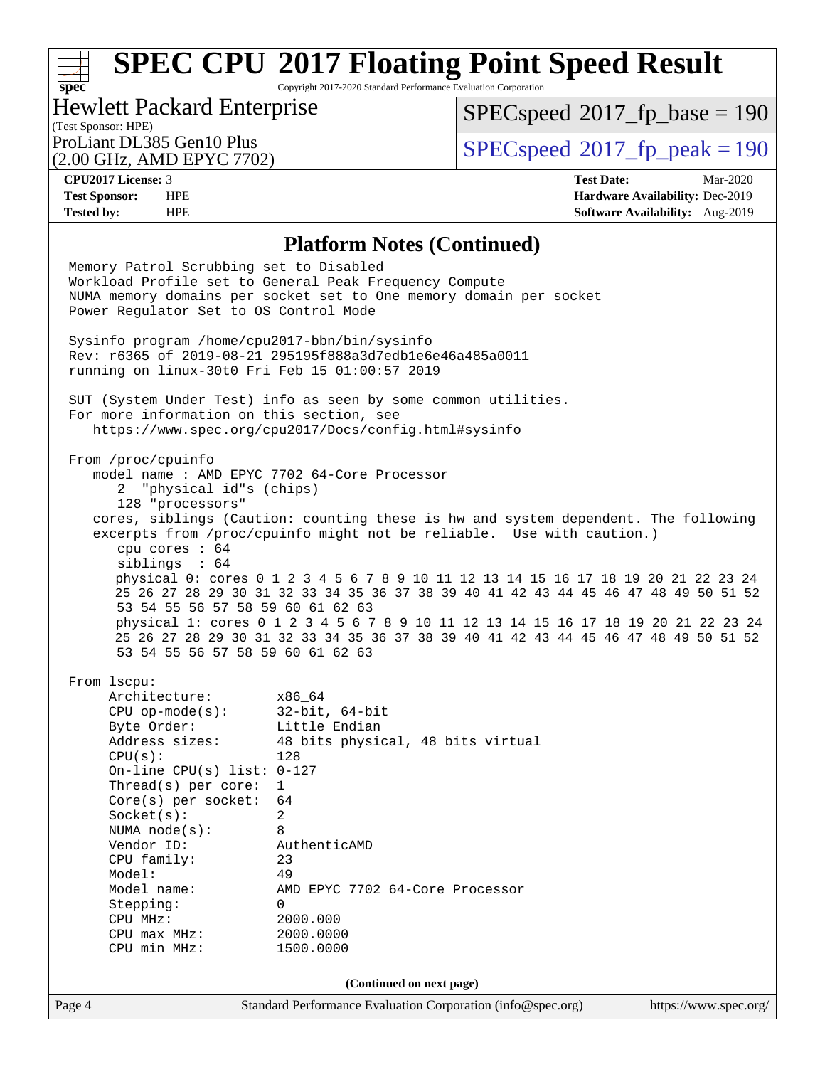## Platform Notes (Continued)

```
Memory Patrol Scrubbing set to Disabled
Workload Profile set to General Peak Frequency Compute
NUMA memory domains per socket set to One memory domain per socket
Power Regulator Set to OS Control Mode

Sysinfo program /home/cpu2017-bbn/bin/sysinfo
Rev: r6365 of 2019-08-21 295195f888a3d7edb1e6e46a485a0011
running on linux-30t0 Fri Feb 15 01:00:57 2019

SUT (System Under Test) info as seen by some common utilities.
For more information on this section, see
   https://www.spec.org/cpu2017/Docs/config.html#sysinfo

From /proc/cpuinfo
   model name : AMD EPYC 7702 64-Core Processor
      2  "physical id"s (chips)
      128 "processors"
   cores, siblings (Caution: counting these is hw and system dependent. The following
   excerpts from /proc/cpuinfo might not be reliable.  Use with caution.)
      cpu cores : 64
      siblings  : 64
      physical 0: cores 0 1 2 3 4 5 6 7 8 9 10 11 12 13 14 15 16 17 18 19 20 21 22 23 24
      25 26 27 28 29 30 31 32 33 34 35 36 37 38 39 40 41 42 43 44 45 46 47 48 49 50 51 52
      53 54 55 56 57 58 59 60 61 62 63
      physical 1: cores 0 1 2 3 4 5 6 7 8 9 10 11 12 13 14 15 16 17 18 19 20 21 22 23 24
      25 26 27 28 29 30 31 32 33 34 35 36 37 38 39 40 41 42 43 44 45 46 47 48 49 50 51 52
      53 54 55 56 57 58 59 60 61 62 63

From lscpu:
     Architecture:        x86_64
     CPU op-mode(s):      32-bit, 64-bit
     Byte Order:          Little Endian
     Address sizes:       48 bits physical, 48 bits virtual
     CPU(s):              128
     On-line CPU(s) list: 0-127
     Thread(s) per core:  1
     Core(s) per socket:  64
     Socket(s):           2
     NUMA node(s):        8
     Vendor ID:           AuthenticAMD
     CPU family:          23
     Model:               49
     Model name:          AMD EPYC 7702 64-Core Processor
     Stepping:            0
     CPU MHz:             2000.000
     CPU max MHz:         2000.0000
     CPU min MHz:         1500.0000
```

(Continued on next page)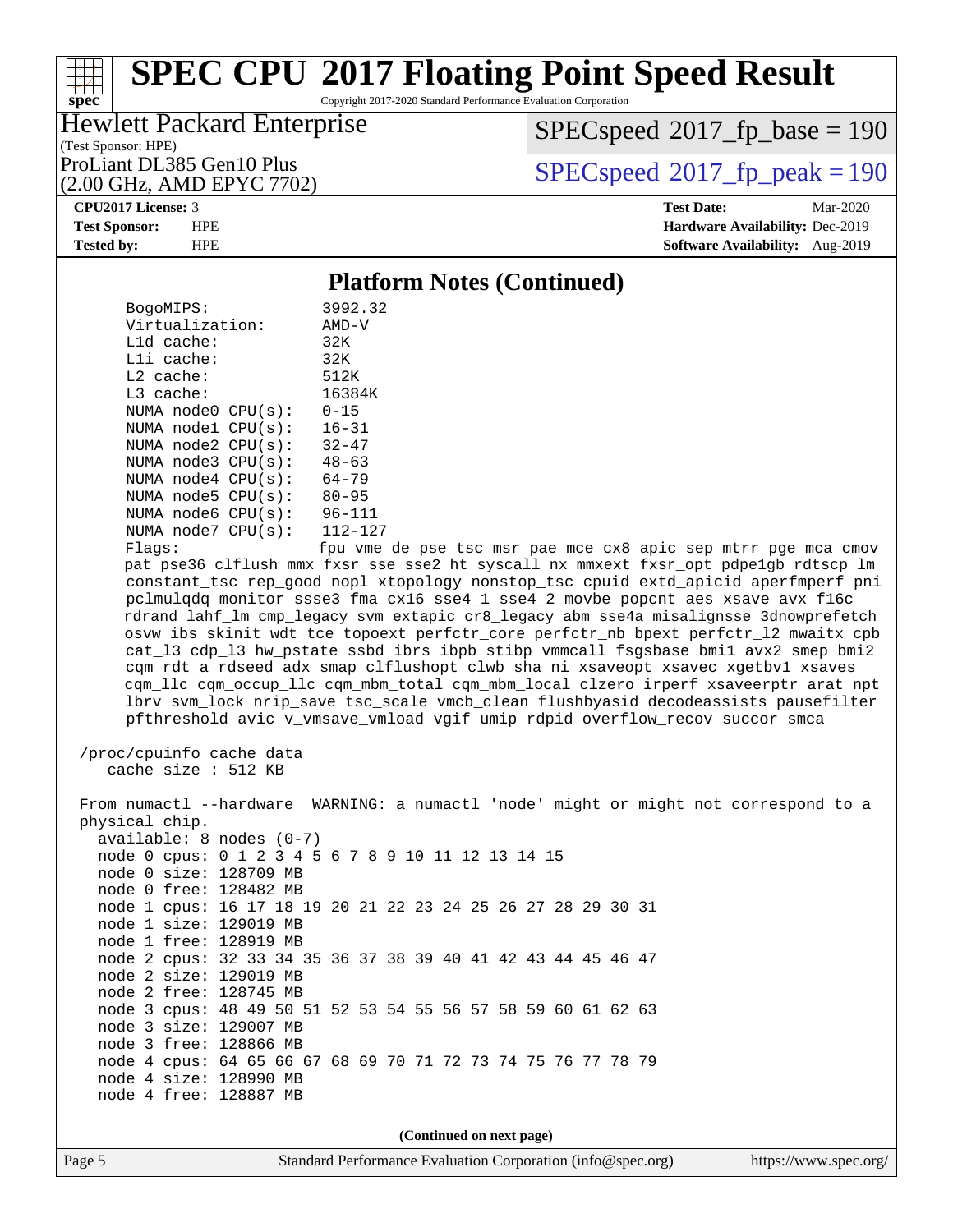## Platform Notes (Continued)

```
BogoMIPS:              3992.32
Virtualization:        AMD-V
L1d cache:             32K
L1i cache:             32K
L2 cache:              512K
L3 cache:              16384K
NUMA node0 CPU(s):     0-15
NUMA node1 CPU(s):     16-31
NUMA node2 CPU(s):     32-47
NUMA node3 CPU(s):     48-63
NUMA node4 CPU(s):     64-79
NUMA node5 CPU(s):     80-95
NUMA node6 CPU(s):     96-111
NUMA node7 CPU(s):     112-127
Flags:                 fpu vme de pse tsc msr pae mce cx8 apic sep mtrr pge mca cmov
pat pse36 clflush mmx fxsr sse sse2 ht syscall nx mmxext fxsr_opt pdpe1gb rdtscp lm
constant_tsc rep_good nopl xtopology nonstop_tsc cpuid extd_apicid aperfmperf pni
pclmulqdq monitor ssse3 fma cx16 sse4_1 sse4_2 movbe popcnt aes xsave avx f16c
rdrand lahf_lm cmp_legacy svm extapic cr8_legacy abm sse4a misalignsse 3dnowprefetch
osvw ibs skinit wdt tce topoext perfctr_core perfctr_nb bpext perfctr_l2 mwaitx cpb
cat_l3 cdp_l3 hw_pstate ssbd ibrs ibpb stibp vmmcall fsgsbase bmi1 avx2 smep bmi2
cqm rdt_a rdseed adx smap clflushopt clwb sha_ni xsaveopt xsavec xgetbv1 xsaves
cqm_llc cqm_occup_llc cqm_mbm_total cqm_mbm_local clzero irperf xsaveerptr arat npt
lbrv svm_lock nrip_save tsc_scale vmcb_clean flushbyasid decodeassists pausefilter
pfthreshold avic v_vmsave_vmload vgif umip rdpid overflow_recov succor smca

/proc/cpuinfo cache data
   cache size : 512 KB

From numactl --hardware  WARNING: a numactl 'node' might or might not correspond to a
physical chip.
  available: 8 nodes (0-7)
  node 0 cpus: 0 1 2 3 4 5 6 7 8 9 10 11 12 13 14 15
  node 0 size: 128709 MB
  node 0 free: 128482 MB
  node 1 cpus: 16 17 18 19 20 21 22 23 24 25 26 27 28 29 30 31
  node 1 size: 129019 MB
  node 1 free: 128919 MB
  node 2 cpus: 32 33 34 35 36 37 38 39 40 41 42 43 44 45 46 47
  node 2 size: 129019 MB
  node 2 free: 128745 MB
  node 3 cpus: 48 49 50 51 52 53 54 55 56 57 58 59 60 61 62 63
  node 3 size: 129007 MB
  node 3 free: 128866 MB
  node 4 cpus: 64 65 66 67 68 69 70 71 72 73 74 75 76 77 78 79
  node 4 size: 128990 MB
  node 4 free: 128887 MB
```

(Continued on next page)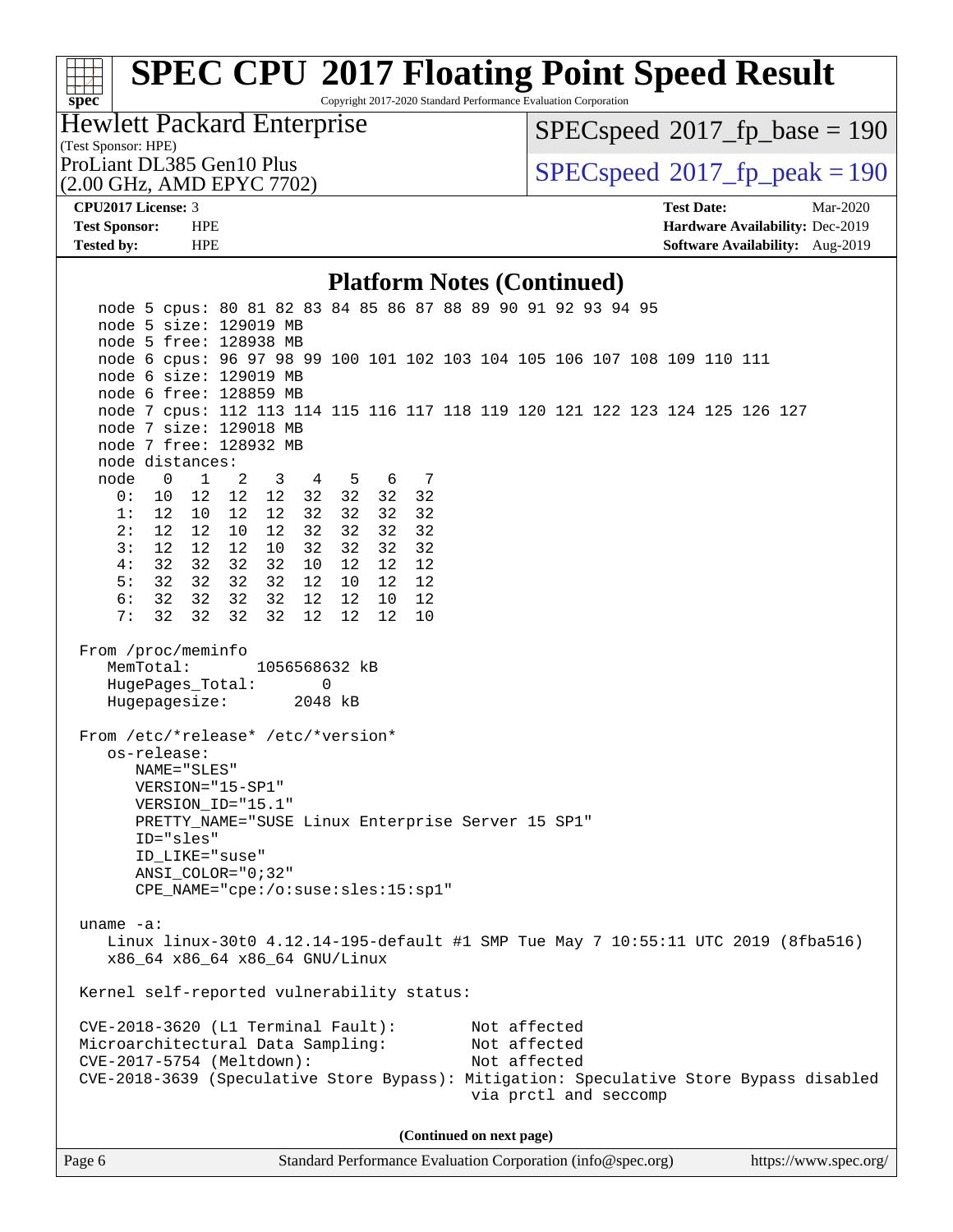# SPEC CPU 2017 Floating Point Speed Result

Copyright 2017-2020 Standard Performance Evaluation Corporation

**Hewlett Packard Enterprise**
(Test Sponsor: HPE)

ProLiant DL385 Gen10 Plus
(2.00 GHz, AMD EPYC 7702)

SPECspeed 2017_fp_base = 190

SPECspeed 2017_fp_peak = 190

| | | | |
|---|---|---|---|
| **CPU2017 License:** | 3 | **Test Date:** | Mar-2020 |
| **Test Sponsor:** | HPE | **Hardware Availability:** | Dec-2019 |
| **Tested by:** | HPE | **Software Availability:** | Aug-2019 |

## Platform Notes (Continued)

```
   node 5 cpus: 80 81 82 83 84 85 86 87 88 89 90 91 92 93 94 95
   node 5 size: 129019 MB
   node 5 free: 128938 MB
   node 6 cpus: 96 97 98 99 100 101 102 103 104 105 106 107 108 109 110 111
   node 6 size: 129019 MB
   node 6 free: 128859 MB
   node 7 cpus: 112 113 114 115 116 117 118 119 120 121 122 123 124 125 126 127
   node 7 size: 129018 MB
   node 7 free: 128932 MB
   node distances:
   node   0   1   2   3   4   5   6   7
     0:  10  12  12  12  32  32  32  32
     1:  12  10  12  12  32  32  32  32
     2:  12  12  10  12  32  32  32  32
     3:  12  12  12  10  32  32  32  32
     4:  32  32  32  32  10  12  12  12
     5:  32  32  32  32  12  10  12  12
     6:  32  32  32  32  12  12  10  12
     7:  32  32  32  32  12  12  12  10

 From /proc/meminfo
    MemTotal:       1056568632 kB
    HugePages_Total:       0
    Hugepagesize:       2048 kB

 From /etc/*release* /etc/*version*
    os-release:
       NAME="SLES"
       VERSION="15-SP1"
       VERSION_ID="15.1"
       PRETTY_NAME="SUSE Linux Enterprise Server 15 SP1"
       ID="sles"
       ID_LIKE="suse"
       ANSI_COLOR="0;32"
       CPE_NAME="cpe:/o:suse:sles:15:sp1"

 uname -a:
    Linux linux-30t0 4.12.14-195-default #1 SMP Tue May 7 10:55:11 UTC 2019 (8fba516)
    x86_64 x86_64 x86_64 GNU/Linux

 Kernel self-reported vulnerability status:

 CVE-2018-3620 (L1 Terminal Fault):         Not affected
 Microarchitectural Data Sampling:          Not affected
 CVE-2017-5754 (Meltdown):                  Not affected
 CVE-2018-3639 (Speculative Store Bypass): Mitigation: Speculative Store Bypass disabled
                                             via prctl and seccomp
```

(Continued on next page)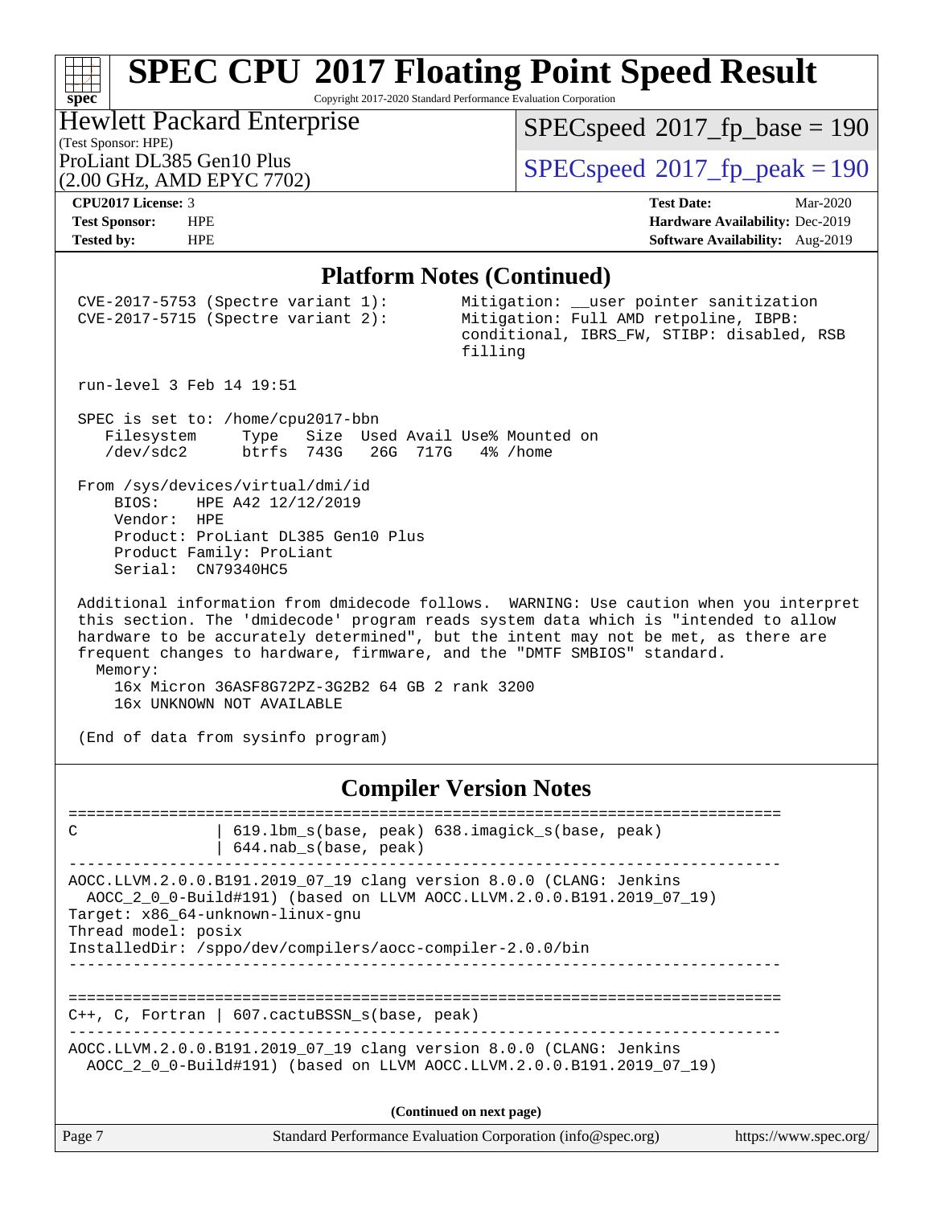## Platform Notes (Continued)

```
CVE-2017-5753 (Spectre variant 1):        Mitigation: __user pointer sanitization
CVE-2017-5715 (Spectre variant 2):        Mitigation: Full AMD retpoline, IBPB:
                                          conditional, IBRS_FW, STIBP: disabled, RSB
                                          filling

run-level 3 Feb 14 19:51

SPEC is set to: /home/cpu2017-bbn
   Filesystem     Type   Size  Used Avail Use% Mounted on
   /dev/sdc2      btrfs  743G   26G  717G   4% /home

From /sys/devices/virtual/dmi/id
    BIOS:    HPE A42 12/12/2019
    Vendor:  HPE
    Product: ProLiant DL385 Gen10 Plus
    Product Family: ProLiant
    Serial:  CN79340HC5

Additional information from dmidecode follows.  WARNING: Use caution when you interpret
this section. The 'dmidecode' program reads system data which is "intended to allow
hardware to be accurately determined", but the intent may not be met, as there are
frequent changes to hardware, firmware, and the "DMTF SMBIOS" standard.
  Memory:
    16x Micron 36ASF8G72PZ-3G2B2 64 GB 2 rank 3200
    16x UNKNOWN NOT AVAILABLE

(End of data from sysinfo program)
```

## Compiler Version Notes

```
==============================================================================
C               | 619.lbm_s(base, peak) 638.imagick_s(base, peak)
                | 644.nab_s(base, peak)
------------------------------------------------------------------------------
AOCC.LLVM.2.0.0.B191.2019_07_19 clang version 8.0.0 (CLANG: Jenkins
  AOCC_2_0_0-Build#191) (based on LLVM AOCC.LLVM.2.0.0.B191.2019_07_19)
Target: x86_64-unknown-linux-gnu
Thread model: posix
InstalledDir: /sppo/dev/compilers/aocc-compiler-2.0.0/bin
------------------------------------------------------------------------------

==============================================================================
C++, C, Fortran | 607.cactuBSSN_s(base, peak)
------------------------------------------------------------------------------
AOCC.LLVM.2.0.0.B191.2019_07_19 clang version 8.0.0 (CLANG: Jenkins
  AOCC_2_0_0-Build#191) (based on LLVM AOCC.LLVM.2.0.0.B191.2019_07_19)
```

(Continued on next page)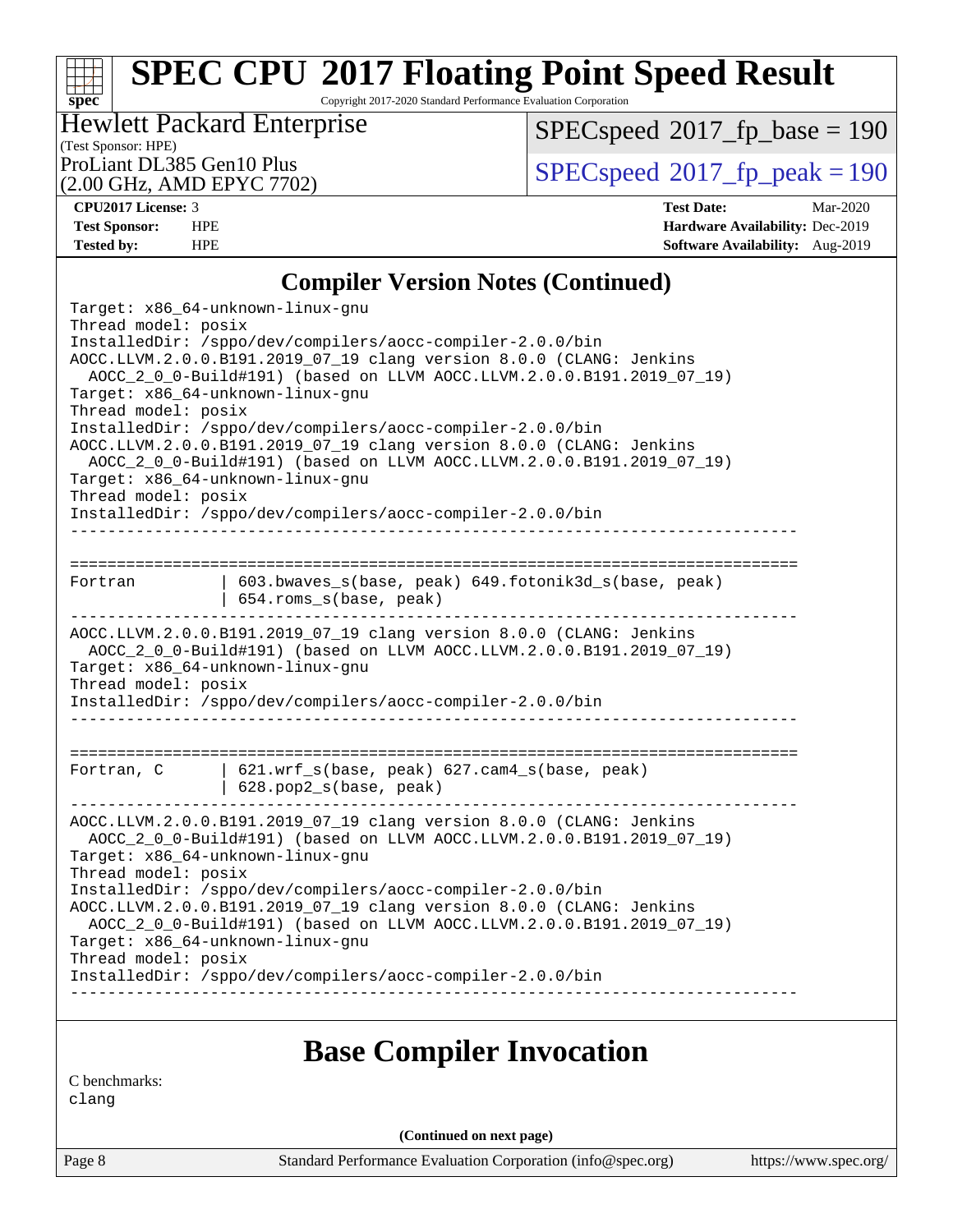## Compiler Version Notes (Continued)

```
Target: x86_64-unknown-linux-gnu
Thread model: posix
InstalledDir: /sppo/dev/compilers/aocc-compiler-2.0.0/bin
AOCC.LLVM.2.0.0.B191.2019_07_19 clang version 8.0.0 (CLANG: Jenkins
  AOCC_2_0_0-Build#191) (based on LLVM AOCC.LLVM.2.0.0.B191.2019_07_19)
Target: x86_64-unknown-linux-gnu
Thread model: posix
InstalledDir: /sppo/dev/compilers/aocc-compiler-2.0.0/bin
AOCC.LLVM.2.0.0.B191.2019_07_19 clang version 8.0.0 (CLANG: Jenkins
  AOCC_2_0_0-Build#191) (based on LLVM AOCC.LLVM.2.0.0.B191.2019_07_19)
Target: x86_64-unknown-linux-gnu
Thread model: posix
InstalledDir: /sppo/dev/compilers/aocc-compiler-2.0.0/bin
------------------------------------------------------------------------------

==============================================================================
Fortran         | 603.bwaves_s(base, peak) 649.fotonik3d_s(base, peak)
                | 654.roms_s(base, peak)
------------------------------------------------------------------------------
AOCC.LLVM.2.0.0.B191.2019_07_19 clang version 8.0.0 (CLANG: Jenkins
  AOCC_2_0_0-Build#191) (based on LLVM AOCC.LLVM.2.0.0.B191.2019_07_19)
Target: x86_64-unknown-linux-gnu
Thread model: posix
InstalledDir: /sppo/dev/compilers/aocc-compiler-2.0.0/bin
------------------------------------------------------------------------------

==============================================================================
Fortran, C      | 621.wrf_s(base, peak) 627.cam4_s(base, peak)
                | 628.pop2_s(base, peak)
------------------------------------------------------------------------------
AOCC.LLVM.2.0.0.B191.2019_07_19 clang version 8.0.0 (CLANG: Jenkins
  AOCC_2_0_0-Build#191) (based on LLVM AOCC.LLVM.2.0.0.B191.2019_07_19)
Target: x86_64-unknown-linux-gnu
Thread model: posix
InstalledDir: /sppo/dev/compilers/aocc-compiler-2.0.0/bin
AOCC.LLVM.2.0.0.B191.2019_07_19 clang version 8.0.0 (CLANG: Jenkins
  AOCC_2_0_0-Build#191) (based on LLVM AOCC.LLVM.2.0.0.B191.2019_07_19)
Target: x86_64-unknown-linux-gnu
Thread model: posix
InstalledDir: /sppo/dev/compilers/aocc-compiler-2.0.0/bin
------------------------------------------------------------------------------
```

## Base Compiler Invocation

C benchmarks:
clang

(Continued on next page)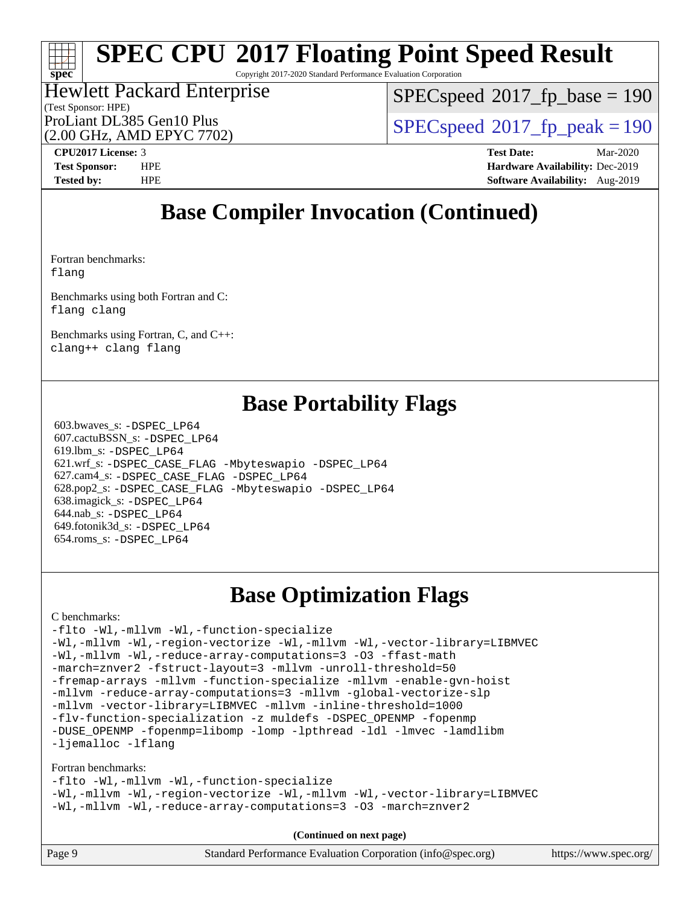# SPEC CPU 2017 Floating Point Speed Result

Copyright 2017-2020 Standard Performance Evaluation Corporation

Hewlett Packard Enterprise
(Test Sponsor: HPE)
ProLiant DL385 Gen10 Plus
(2.00 GHz, AMD EPYC 7702)

SPECspeed 2017_fp_base = 190
SPECspeed 2017_fp_peak = 190

**CPU2017 License:** 3
**Test Sponsor:** HPE
**Tested by:** HPE

**Test Date:** Mar-2020
**Hardware Availability:** Dec-2019
**Software Availability:** Aug-2019

## Base Compiler Invocation (Continued)

Fortran benchmarks:
```
flang
```

Benchmarks using both Fortran and C:
```
flang clang
```

Benchmarks using Fortran, C, and C++:
```
clang++ clang flang
```

## Base Portability Flags

603.bwaves_s: -DSPEC_LP64
607.cactuBSSN_s: -DSPEC_LP64
619.lbm_s: -DSPEC_LP64
621.wrf_s: -DSPEC_CASE_FLAG -Mbyteswapio -DSPEC_LP64
627.cam4_s: -DSPEC_CASE_FLAG -DSPEC_LP64
628.pop2_s: -DSPEC_CASE_FLAG -Mbyteswapio -DSPEC_LP64
638.imagick_s: -DSPEC_LP64
644.nab_s: -DSPEC_LP64
649.fotonik3d_s: -DSPEC_LP64
654.roms_s: -DSPEC_LP64

## Base Optimization Flags

C benchmarks:
```
-flto -Wl,-mllvm -Wl,-function-specialize
-Wl,-mllvm -Wl,-region-vectorize -Wl,-mllvm -Wl,-vector-library=LIBMVEC
-Wl,-mllvm -Wl,-reduce-array-computations=3 -O3 -ffast-math
-march=znver2 -fstruct-layout=3 -mllvm -unroll-threshold=50
-fremap-arrays -mllvm -function-specialize -mllvm -enable-gvn-hoist
-mllvm -reduce-array-computations=3 -mllvm -global-vectorize-slp
-mllvm -vector-library=LIBMVEC -mllvm -inline-threshold=1000
-flv-function-specialization -z muldefs -DSPEC_OPENMP -fopenmp
-DUSE_OPENMP -fopenmp=libomp -lomp -lpthread -ldl -lmvec -lamdlibm
-ljemalloc -lflang
```

Fortran benchmarks:
```
-flto -Wl,-mllvm -Wl,-function-specialize
-Wl,-mllvm -Wl,-region-vectorize -Wl,-mllvm -Wl,-vector-library=LIBMVEC
-Wl,-mllvm -Wl,-reduce-array-computations=3 -O3 -march=znver2
```

**(Continued on next page)**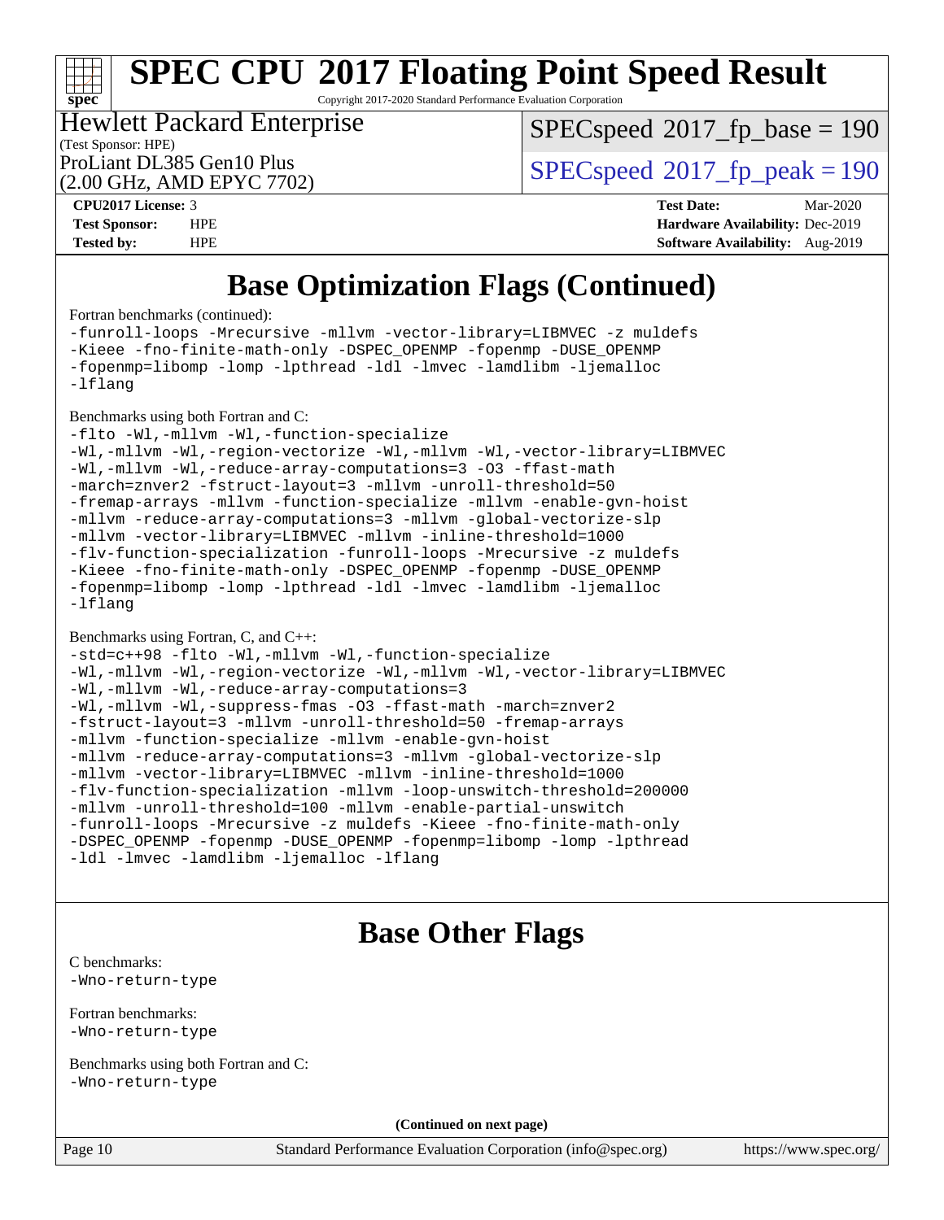# SPEC CPU 2017 Floating Point Speed Result

Copyright 2017-2020 Standard Performance Evaluation Corporation

Hewlett Packard Enterprise
(Test Sponsor: HPE)
ProLiant DL385 Gen10 Plus
(2.00 GHz, AMD EPYC 7702)

SPECspeed 2017_fp_base = 190
SPECspeed 2017_fp_peak = 190

| | | | |
|---|---|---|---|
| **CPU2017 License:** | 3 | **Test Date:** | Mar-2020 |
| **Test Sponsor:** | HPE | **Hardware Availability:** | Dec-2019 |
| **Tested by:** | HPE | **Software Availability:** | Aug-2019 |

## Base Optimization Flags (Continued)

Fortran benchmarks (continued):

```
-funroll-loops -Mrecursive -mllvm -vector-library=LIBMVEC -z muldefs
-Kieee -fno-finite-math-only -DSPEC_OPENMP -fopenmp -DUSE_OPENMP
-fopenmp=libomp -lomp -lpthread -ldl -lmvec -lamdlibm -ljemalloc
-lflang
```

Benchmarks using both Fortran and C:

```
-flto -Wl,-mllvm -Wl,-function-specialize
-Wl,-mllvm -Wl,-region-vectorize -Wl,-mllvm -Wl,-vector-library=LIBMVEC
-Wl,-mllvm -Wl,-reduce-array-computations=3 -O3 -ffast-math
-march=znver2 -fstruct-layout=3 -mllvm -unroll-threshold=50
-fremap-arrays -mllvm -function-specialize -mllvm -enable-gvn-hoist
-mllvm -reduce-array-computations=3 -mllvm -global-vectorize-slp
-mllvm -vector-library=LIBMVEC -mllvm -inline-threshold=1000
-flv-function-specialization -funroll-loops -Mrecursive -z muldefs
-Kieee -fno-finite-math-only -DSPEC_OPENMP -fopenmp -DUSE_OPENMP
-fopenmp=libomp -lomp -lpthread -ldl -lmvec -lamdlibm -ljemalloc
-lflang
```

Benchmarks using Fortran, C, and C++:

```
-std=c++98 -flto -Wl,-mllvm -Wl,-function-specialize
-Wl,-mllvm -Wl,-region-vectorize -Wl,-mllvm -Wl,-vector-library=LIBMVEC
-Wl,-mllvm -Wl,-reduce-array-computations=3
-Wl,-mllvm -Wl,-suppress-fmas -O3 -ffast-math -march=znver2
-fstruct-layout=3 -mllvm -unroll-threshold=50 -fremap-arrays
-mllvm -function-specialize -mllvm -enable-gvn-hoist
-mllvm -reduce-array-computations=3 -mllvm -global-vectorize-slp
-mllvm -vector-library=LIBMVEC -mllvm -inline-threshold=1000
-flv-function-specialization -mllvm -loop-unswitch-threshold=200000
-mllvm -unroll-threshold=100 -mllvm -enable-partial-unswitch
-funroll-loops -Mrecursive -z muldefs -Kieee -fno-finite-math-only
-DSPEC_OPENMP -fopenmp -DUSE_OPENMP -fopenmp=libomp -lomp -lpthread
-ldl -lmvec -lamdlibm -ljemalloc -lflang
```

## Base Other Flags

C benchmarks:

```
-Wno-return-type
```

Fortran benchmarks:

```
-Wno-return-type
```

Benchmarks using both Fortran and C:

```
-Wno-return-type
```

**(Continued on next page)**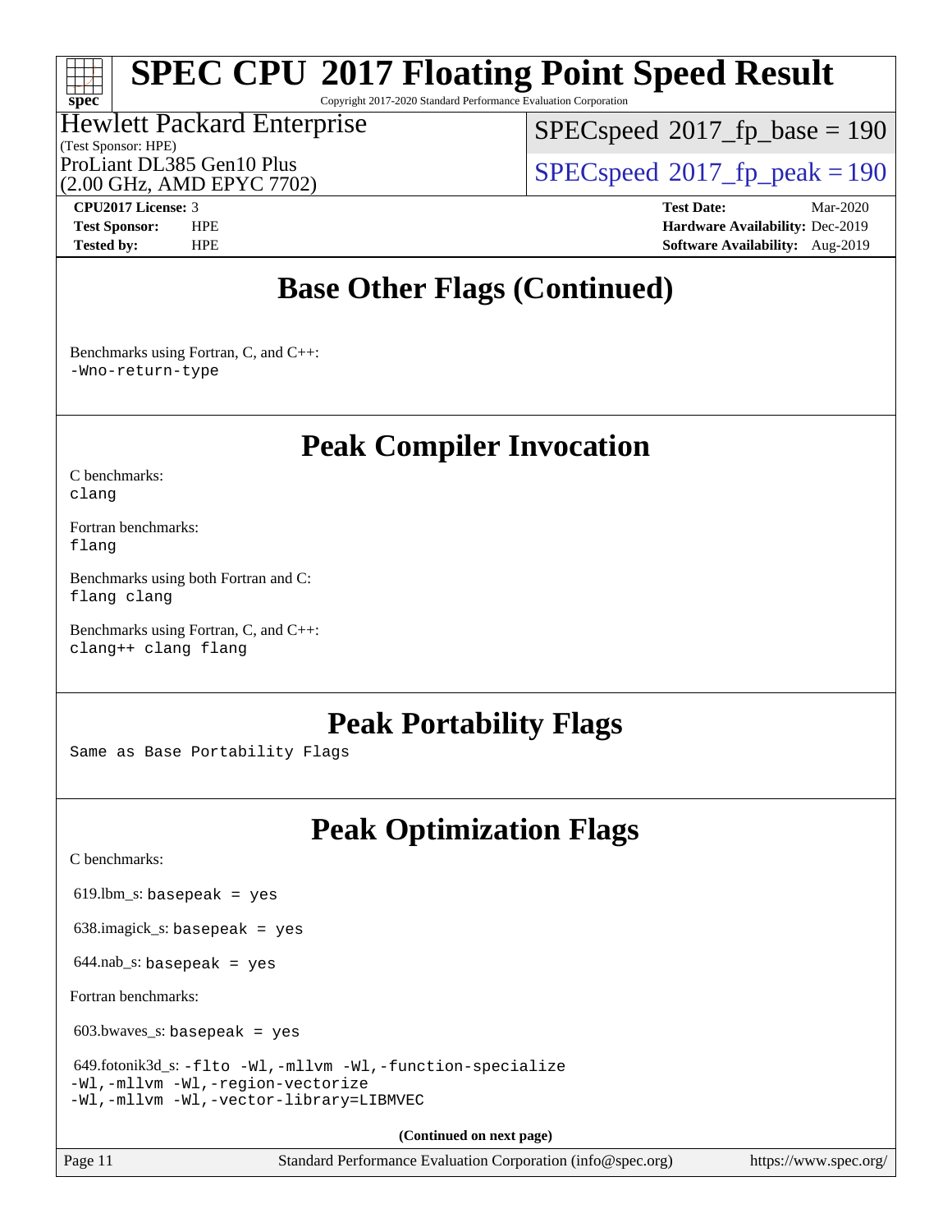# SPEC CPU 2017 Floating Point Speed Result

Copyright 2017-2020 Standard Performance Evaluation Corporation

Hewlett Packard Enterprise
(Test Sponsor: HPE)
ProLiant DL385 Gen10 Plus
(2.00 GHz, AMD EPYC 7702)

SPECspeed 2017_fp_base = 190
SPECspeed 2017_fp_peak = 190

**CPU2017 License:** 3
**Test Sponsor:** HPE
**Tested by:** HPE

**Test Date:** Mar-2020
**Hardware Availability:** Dec-2019
**Software Availability:** Aug-2019

## Base Other Flags (Continued)

Benchmarks using Fortran, C, and C++:
`-Wno-return-type`

## Peak Compiler Invocation

C benchmarks:
`clang`

Fortran benchmarks:
`flang`

Benchmarks using both Fortran and C:
`flang clang`

Benchmarks using Fortran, C, and C++:
`clang++ clang flang`

## Peak Portability Flags

Same as Base Portability Flags

## Peak Optimization Flags

C benchmarks:

619.lbm_s: `basepeak = yes`

638.imagick_s: `basepeak = yes`

644.nab_s: `basepeak = yes`

Fortran benchmarks:

603.bwaves_s: `basepeak = yes`

649.fotonik3d_s: `-flto -Wl,-mllvm -Wl,-function-specialize -Wl,-mllvm -Wl,-region-vectorize -Wl,-mllvm -Wl,-vector-library=LIBMVEC`

**(Continued on next page)**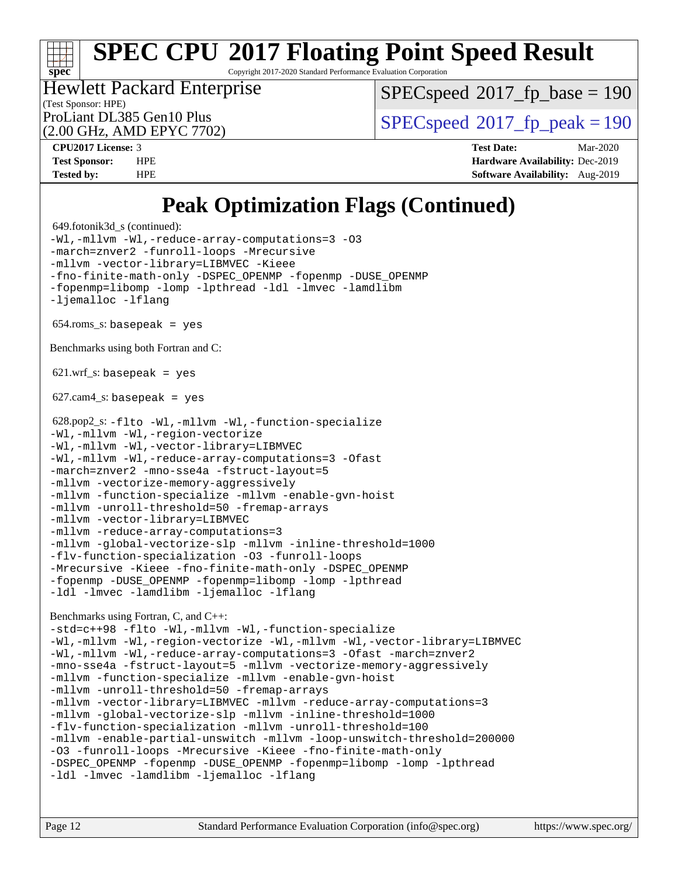# SPEC CPU 2017 Floating Point Speed Result

Copyright 2017-2020 Standard Performance Evaluation Corporation

Hewlett Packard Enterprise
(Test Sponsor: HPE)
ProLiant DL385 Gen10 Plus
(2.00 GHz, AMD EPYC 7702)

SPECspeed 2017_fp_base = 190

SPECspeed 2017_fp_peak = 190

**CPU2017 License:** 3
**Test Sponsor:** HPE
**Tested by:** HPE

**Test Date:** Mar-2020
**Hardware Availability:** Dec-2019
**Software Availability:** Aug-2019

## Peak Optimization Flags (Continued)

649.fotonik3d_s (continued):

```
-Wl,-mllvm -Wl,-reduce-array-computations=3 -O3
-march=znver2 -funroll-loops -Mrecursive
-mllvm -vector-library=LIBMVEC -Kieee
-fno-finite-math-only -DSPEC_OPENMP -fopenmp -DUSE_OPENMP
-fopenmp=libomp -lomp -lpthread -ldl -lmvec -lamdlibm
-ljemalloc -lflang
```

654.roms_s: `basepeak = yes`

Benchmarks using both Fortran and C:

621.wrf_s: `basepeak = yes`

627.cam4_s: `basepeak = yes`

628.pop2_s:

```
-flto -Wl,-mllvm -Wl,-function-specialize
-Wl,-mllvm -Wl,-region-vectorize
-Wl,-mllvm -Wl,-vector-library=LIBMVEC
-Wl,-mllvm -Wl,-reduce-array-computations=3 -Ofast
-march=znver2 -mno-sse4a -fstruct-layout=5
-mllvm -vectorize-memory-aggressively
-mllvm -function-specialize -mllvm -enable-gvn-hoist
-mllvm -unroll-threshold=50 -fremap-arrays
-mllvm -vector-library=LIBMVEC
-mllvm -reduce-array-computations=3
-mllvm -global-vectorize-slp -mllvm -inline-threshold=1000
-flv-function-specialization -O3 -funroll-loops
-Mrecursive -Kieee -fno-finite-math-only -DSPEC_OPENMP
-fopenmp -DUSE_OPENMP -fopenmp=libomp -lomp -lpthread
-ldl -lmvec -lamdlibm -ljemalloc -lflang
```

Benchmarks using Fortran, C, and C++:

```
-std=c++98 -flto -Wl,-mllvm -Wl,-function-specialize
-Wl,-mllvm -Wl,-region-vectorize -Wl,-mllvm -Wl,-vector-library=LIBMVEC
-Wl,-mllvm -Wl,-reduce-array-computations=3 -Ofast -march=znver2
-mno-sse4a -fstruct-layout=5 -mllvm -vectorize-memory-aggressively
-mllvm -function-specialize -mllvm -enable-gvn-hoist
-mllvm -unroll-threshold=50 -fremap-arrays
-mllvm -vector-library=LIBMVEC -mllvm -reduce-array-computations=3
-mllvm -global-vectorize-slp -mllvm -inline-threshold=1000
-flv-function-specialization -mllvm -unroll-threshold=100
-mllvm -enable-partial-unswitch -mllvm -loop-unswitch-threshold=200000
-O3 -funroll-loops -Mrecursive -Kieee -fno-finite-math-only
-DSPEC_OPENMP -fopenmp -DUSE_OPENMP -fopenmp=libomp -lomp -lpthread
-ldl -lmvec -lamdlibm -ljemalloc -lflang
```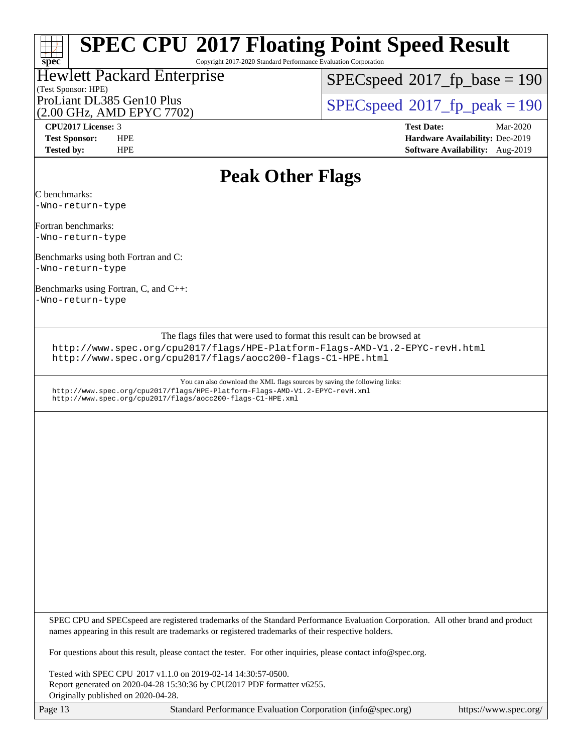# Peak Other Flags

C benchmarks:
-Wno-return-type

Fortran benchmarks:
-Wno-return-type

Benchmarks using both Fortran and C:
-Wno-return-type

Benchmarks using Fortran, C, and C++:
-Wno-return-type

The flags files that were used to format this result can be browsed at
http://www.spec.org/cpu2017/flags/HPE-Platform-Flags-AMD-V1.2-EPYC-revH.html
http://www.spec.org/cpu2017/flags/aocc200-flags-C1-HPE.html

You can also download the XML flags sources by saving the following links:
http://www.spec.org/cpu2017/flags/HPE-Platform-Flags-AMD-V1.2-EPYC-revH.xml
http://www.spec.org/cpu2017/flags/aocc200-flags-C1-HPE.xml

SPEC CPU and SPECspeed are registered trademarks of the Standard Performance Evaluation Corporation. All other brand and product names appearing in this result are trademarks or registered trademarks of their respective holders.

For questions about this result, please contact the tester. For other inquiries, please contact info@spec.org.

Tested with SPEC CPU 2017 v1.1.0 on 2019-02-14 14:30:57-0500.
Report generated on 2020-04-28 15:30:36 by CPU2017 PDF formatter v6255.
Originally published on 2020-04-28.